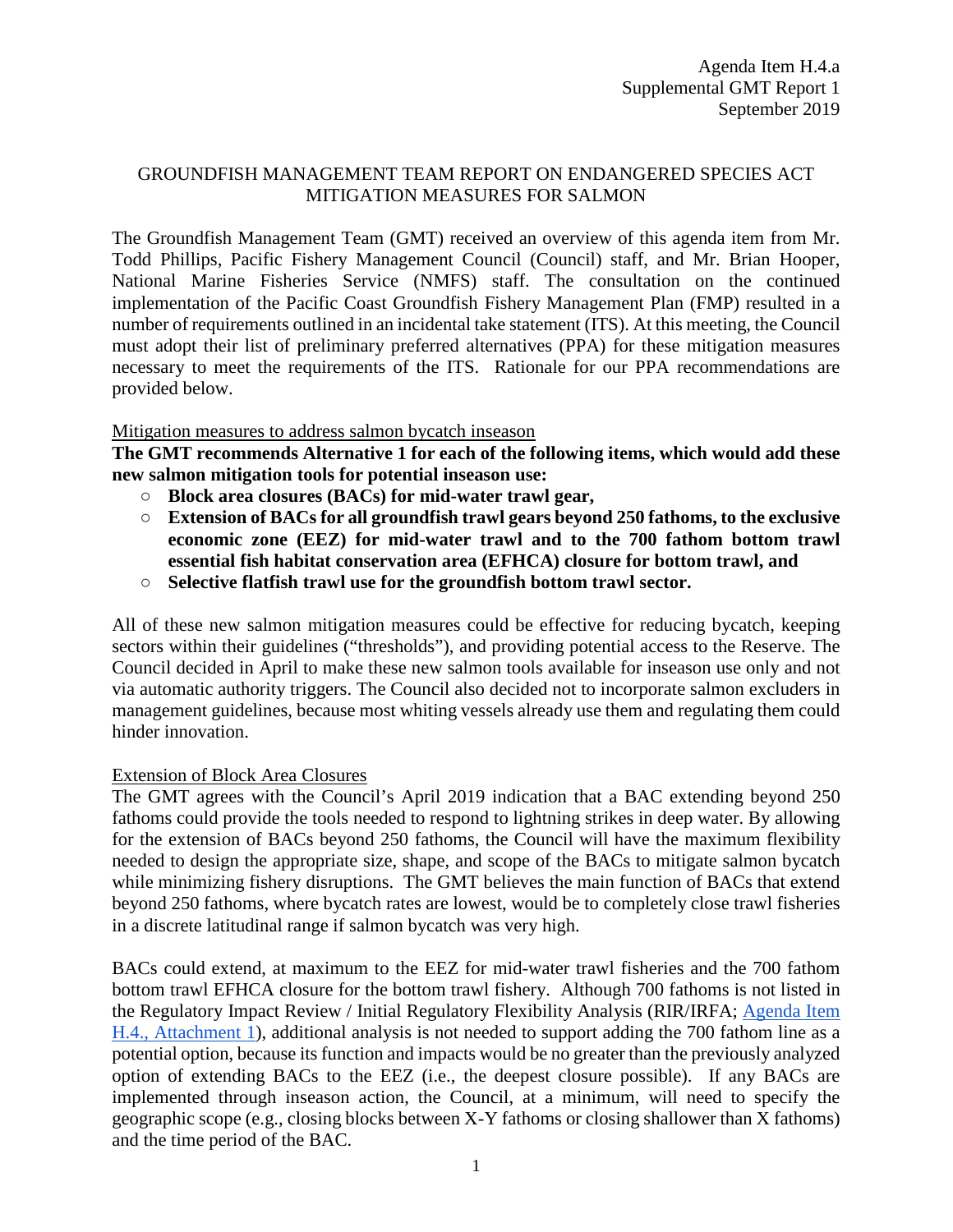Agenda Item H.4.a
Supplemental GMT Report 1
September 2019

# GROUNDFISH MANAGEMENT TEAM REPORT ON ENDANGERED SPECIES ACT MITIGATION MEASURES FOR SALMON

The Groundfish Management Team (GMT) received an overview of this agenda item from Mr. Todd Phillips, Pacific Fishery Management Council (Council) staff, and Mr. Brian Hooper, National Marine Fisheries Service (NMFS) staff. The consultation on the continued implementation of the Pacific Coast Groundfish Fishery Management Plan (FMP) resulted in a number of requirements outlined in an incidental take statement (ITS). At this meeting, the Council must adopt their list of preliminary preferred alternatives (PPA) for these mitigation measures necessary to meet the requirements of the ITS. Rationale for our PPA recommendations are provided below.

## Mitigation measures to address salmon bycatch inseason

**The GMT recommends Alternative 1 for each of the following items, which would add these new salmon mitigation tools for potential inseason use:**

- **Block area closures (BACs) for mid-water trawl gear,**
- **Extension of BACs for all groundfish trawl gears beyond 250 fathoms, to the exclusive economic zone (EEZ) for mid-water trawl and to the 700 fathom bottom trawl essential fish habitat conservation area (EFHCA) closure for bottom trawl, and**
- **Selective flatfish trawl use for the groundfish bottom trawl sector.**

All of these new salmon mitigation measures could be effective for reducing bycatch, keeping sectors within their guidelines ("thresholds"), and providing potential access to the Reserve. The Council decided in April to make these new salmon tools available for inseason use only and not via automatic authority triggers. The Council also decided not to incorporate salmon excluders in management guidelines, because most whiting vessels already use them and regulating them could hinder innovation.

## Extension of Block Area Closures

The GMT agrees with the Council's April 2019 indication that a BAC extending beyond 250 fathoms could provide the tools needed to respond to lightning strikes in deep water. By allowing for the extension of BACs beyond 250 fathoms, the Council will have the maximum flexibility needed to design the appropriate size, shape, and scope of the BACs to mitigate salmon bycatch while minimizing fishery disruptions. The GMT believes the main function of BACs that extend beyond 250 fathoms, where bycatch rates are lowest, would be to completely close trawl fisheries in a discrete latitudinal range if salmon bycatch was very high.

BACs could extend, at maximum to the EEZ for mid-water trawl fisheries and the 700 fathom bottom trawl EFHCA closure for the bottom trawl fishery. Although 700 fathoms is not listed in the Regulatory Impact Review / Initial Regulatory Flexibility Analysis (RIR/IRFA; [Agenda Item H.4., Attachment 1](#)), additional analysis is not needed to support adding the 700 fathom line as a potential option, because its function and impacts would be no greater than the previously analyzed option of extending BACs to the EEZ (i.e., the deepest closure possible). If any BACs are implemented through inseason action, the Council, at a minimum, will need to specify the geographic scope (e.g., closing blocks between X-Y fathoms or closing shallower than X fathoms) and the time period of the BAC.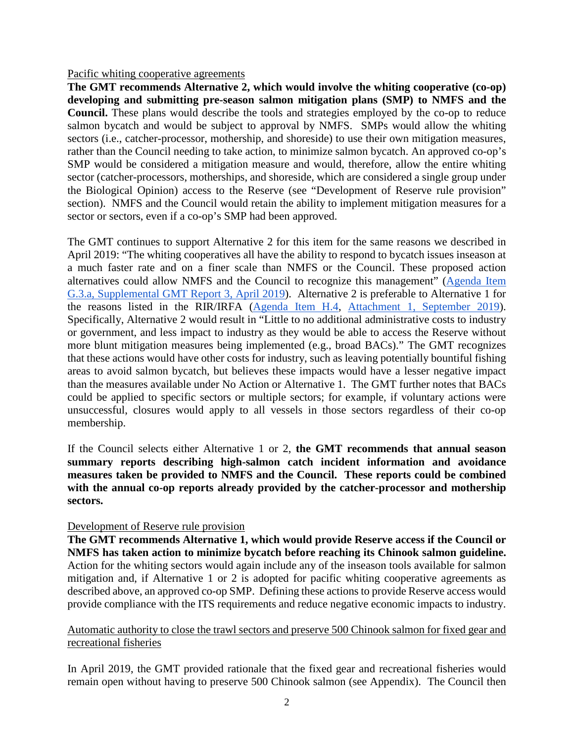Pacific whiting cooperative agreements

**The GMT recommends Alternative 2, which would involve the whiting cooperative (co-op) developing and submitting pre-season salmon mitigation plans (SMP) to NMFS and the Council.** These plans would describe the tools and strategies employed by the co-op to reduce salmon bycatch and would be subject to approval by NMFS. SMPs would allow the whiting sectors (i.e., catcher-processor, mothership, and shoreside) to use their own mitigation measures, rather than the Council needing to take action, to minimize salmon bycatch. An approved co-op's SMP would be considered a mitigation measure and would, therefore, allow the entire whiting sector (catcher-processors, motherships, and shoreside, which are considered a single group under the Biological Opinion) access to the Reserve (see "Development of Reserve rule provision" section). NMFS and the Council would retain the ability to implement mitigation measures for a sector or sectors, even if a co-op's SMP had been approved.

The GMT continues to support Alternative 2 for this item for the same reasons we described in April 2019: "The whiting cooperatives all have the ability to respond to bycatch issues inseason at a much faster rate and on a finer scale than NMFS or the Council. These proposed action alternatives could allow NMFS and the Council to recognize this management" (Agenda Item G.3.a, Supplemental GMT Report 3, April 2019). Alternative 2 is preferable to Alternative 1 for the reasons listed in the RIR/IRFA (Agenda Item H.4, Attachment 1, September 2019). Specifically, Alternative 2 would result in "Little to no additional administrative costs to industry or government, and less impact to industry as they would be able to access the Reserve without more blunt mitigation measures being implemented (e.g., broad BACs)." The GMT recognizes that these actions would have other costs for industry, such as leaving potentially bountiful fishing areas to avoid salmon bycatch, but believes these impacts would have a lesser negative impact than the measures available under No Action or Alternative 1. The GMT further notes that BACs could be applied to specific sectors or multiple sectors; for example, if voluntary actions were unsuccessful, closures would apply to all vessels in those sectors regardless of their co-op membership.

If the Council selects either Alternative 1 or 2, **the GMT recommends that annual season summary reports describing high-salmon catch incident information and avoidance measures taken be provided to NMFS and the Council. These reports could be combined with the annual co-op reports already provided by the catcher-processor and mothership sectors.**

Development of Reserve rule provision

**The GMT recommends Alternative 1, which would provide Reserve access if the Council or NMFS has taken action to minimize bycatch before reaching its Chinook salmon guideline.** Action for the whiting sectors would again include any of the inseason tools available for salmon mitigation and, if Alternative 1 or 2 is adopted for pacific whiting cooperative agreements as described above, an approved co-op SMP. Defining these actions to provide Reserve access would provide compliance with the ITS requirements and reduce negative economic impacts to industry.

Automatic authority to close the trawl sectors and preserve 500 Chinook salmon for fixed gear and recreational fisheries

In April 2019, the GMT provided rationale that the fixed gear and recreational fisheries would remain open without having to preserve 500 Chinook salmon (see Appendix). The Council then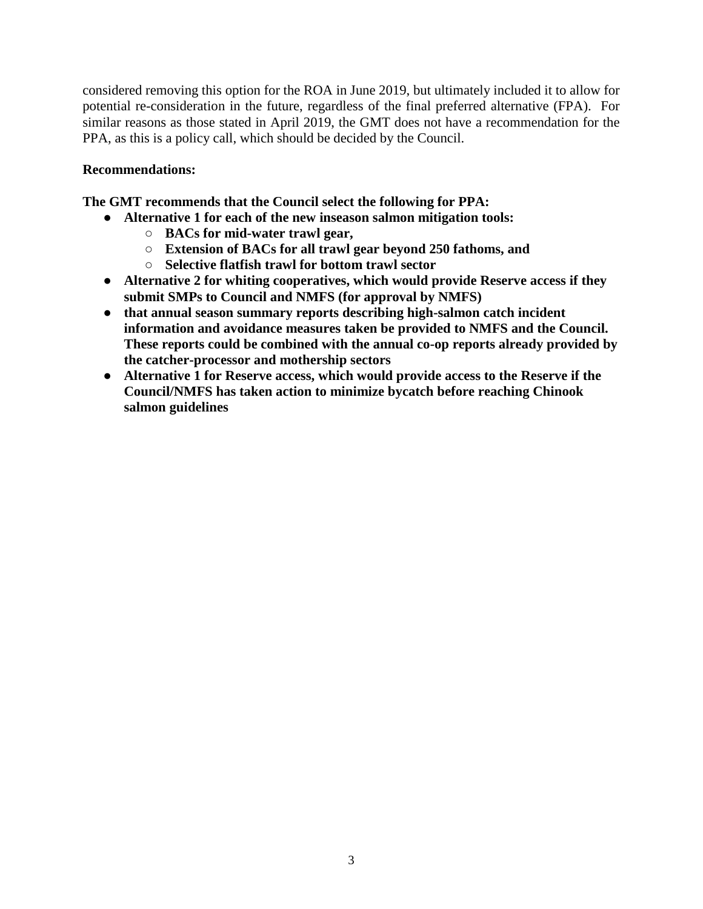considered removing this option for the ROA in June 2019, but ultimately included it to allow for potential re-consideration in the future, regardless of the final preferred alternative (FPA). For similar reasons as those stated in April 2019, the GMT does not have a recommendation for the PPA, as this is a policy call, which should be decided by the Council.

**Recommendations:**

**The GMT recommends that the Council select the following for PPA:**

- **Alternative 1 for each of the new inseason salmon mitigation tools:**
  - **BACs for mid-water trawl gear,**
  - **Extension of BACs for all trawl gear beyond 250 fathoms, and**
  - **Selective flatfish trawl for bottom trawl sector**
- **Alternative 2 for whiting cooperatives, which would provide Reserve access if they submit SMPs to Council and NMFS (for approval by NMFS)**
- **that annual season summary reports describing high-salmon catch incident information and avoidance measures taken be provided to NMFS and the Council. These reports could be combined with the annual co-op reports already provided by the catcher-processor and mothership sectors**
- **Alternative 1 for Reserve access, which would provide access to the Reserve if the Council/NMFS has taken action to minimize bycatch before reaching Chinook salmon guidelines**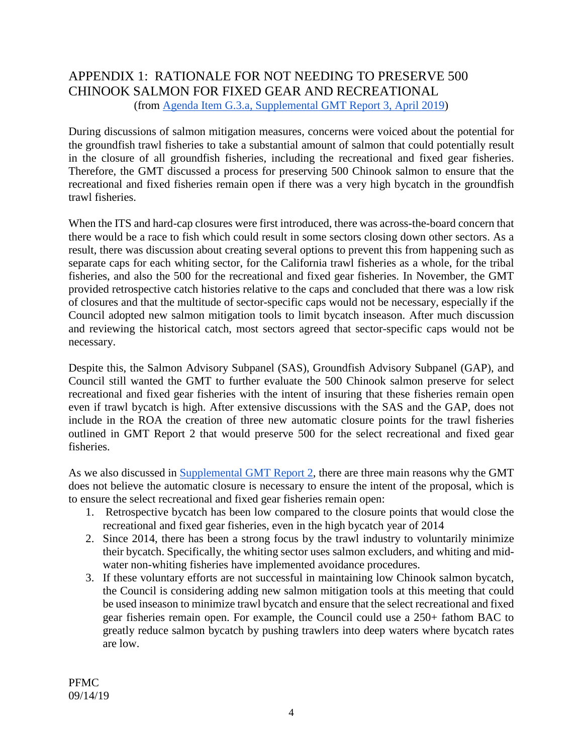# APPENDIX 1: RATIONALE FOR NOT NEEDING TO PRESERVE 500 CHINOOK SALMON FOR FIXED GEAR AND RECREATIONAL

(from Agenda Item G.3.a, Supplemental GMT Report 3, April 2019)

During discussions of salmon mitigation measures, concerns were voiced about the potential for the groundfish trawl fisheries to take a substantial amount of salmon that could potentially result in the closure of all groundfish fisheries, including the recreational and fixed gear fisheries. Therefore, the GMT discussed a process for preserving 500 Chinook salmon to ensure that the recreational and fixed fisheries remain open if there was a very high bycatch in the groundfish trawl fisheries.

When the ITS and hard-cap closures were first introduced, there was across-the-board concern that there would be a race to fish which could result in some sectors closing down other sectors. As a result, there was discussion about creating several options to prevent this from happening such as separate caps for each whiting sector, for the California trawl fisheries as a whole, for the tribal fisheries, and also the 500 for the recreational and fixed gear fisheries. In November, the GMT provided retrospective catch histories relative to the caps and concluded that there was a low risk of closures and that the multitude of sector-specific caps would not be necessary, especially if the Council adopted new salmon mitigation tools to limit bycatch inseason. After much discussion and reviewing the historical catch, most sectors agreed that sector-specific caps would not be necessary.

Despite this, the Salmon Advisory Subpanel (SAS), Groundfish Advisory Subpanel (GAP), and Council still wanted the GMT to further evaluate the 500 Chinook salmon preserve for select recreational and fixed gear fisheries with the intent of insuring that these fisheries remain open even if trawl bycatch is high. After extensive discussions with the SAS and the GAP, does not include in the ROA the creation of three new automatic closure points for the trawl fisheries outlined in GMT Report 2 that would preserve 500 for the select recreational and fixed gear fisheries.

As we also discussed in Supplemental GMT Report 2, there are three main reasons why the GMT does not believe the automatic closure is necessary to ensure the intent of the proposal, which is to ensure the select recreational and fixed gear fisheries remain open:

1. Retrospective bycatch has been low compared to the closure points that would close the recreational and fixed gear fisheries, even in the high bycatch year of 2014
2. Since 2014, there has been a strong focus by the trawl industry to voluntarily minimize their bycatch. Specifically, the whiting sector uses salmon excluders, and whiting and mid-water non-whiting fisheries have implemented avoidance procedures.
3. If these voluntary efforts are not successful in maintaining low Chinook salmon bycatch, the Council is considering adding new salmon mitigation tools at this meeting that could be used inseason to minimize trawl bycatch and ensure that the select recreational and fixed gear fisheries remain open. For example, the Council could use a 250+ fathom BAC to greatly reduce salmon bycatch by pushing trawlers into deep waters where bycatch rates are low.

PFMC
09/14/19